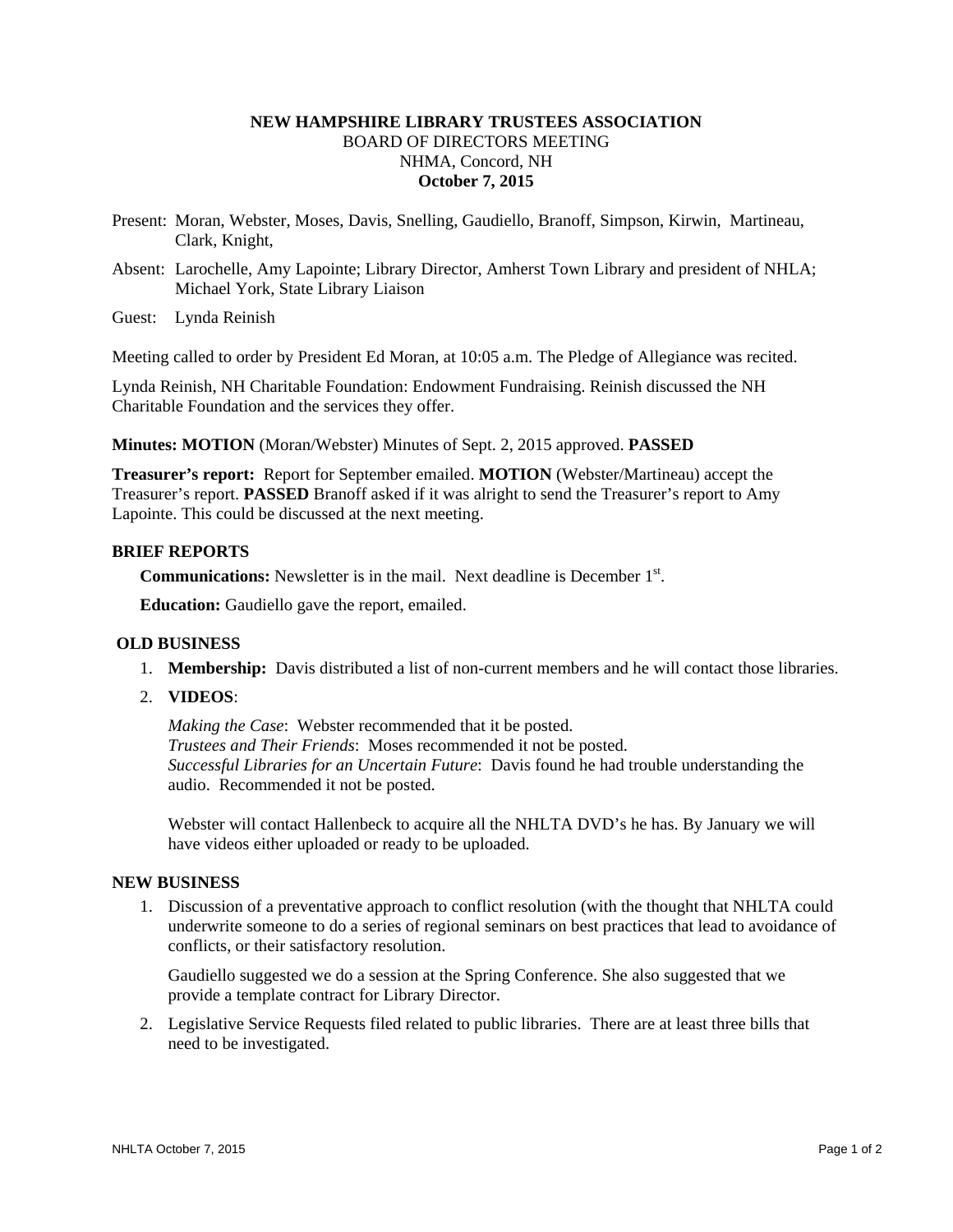**NEW HAMPSHIRE LIBRARY TRUSTEES ASSOCIATION**
BOARD OF DIRECTORS MEETING
NHMA, Concord, NH
**October 7, 2015**

Present: Moran, Webster, Moses, Davis, Snelling, Gaudiello, Branoff, Simpson, Kirwin, Martineau, Clark, Knight,

Absent: Larochelle, Amy Lapointe; Library Director, Amherst Town Library and president of NHLA; Michael York, State Library Liaison

Guest: Lynda Reinish

Meeting called to order by President Ed Moran, at 10:05 a.m. The Pledge of Allegiance was recited.

Lynda Reinish, NH Charitable Foundation: Endowment Fundraising. Reinish discussed the NH Charitable Foundation and the services they offer.

**Minutes: MOTION** (Moran/Webster) Minutes of Sept. 2, 2015 approved. **PASSED**

**Treasurer's report:** Report for September emailed. **MOTION** (Webster/Martineau) accept the Treasurer's report. **PASSED** Branoff asked if it was alright to send the Treasurer's report to Amy Lapointe. This could be discussed at the next meeting.

**BRIEF REPORTS**

**Communications:** Newsletter is in the mail. Next deadline is December 1st.

**Education:** Gaudiello gave the report, emailed.

**OLD BUSINESS**

1. **Membership:** Davis distributed a list of non-current members and he will contact those libraries.
2. **VIDEOS**:

   *Making the Case*: Webster recommended that it be posted.
   *Trustees and Their Friends*: Moses recommended it not be posted.
   *Successful Libraries for an Uncertain Future*: Davis found he had trouble understanding the audio. Recommended it not be posted.

   Webster will contact Hallenbeck to acquire all the NHLTA DVD's he has. By January we will have videos either uploaded or ready to be uploaded.

**NEW BUSINESS**

1. Discussion of a preventative approach to conflict resolution (with the thought that NHLTA could underwrite someone to do a series of regional seminars on best practices that lead to avoidance of conflicts, or their satisfactory resolution.

   Gaudiello suggested we do a session at the Spring Conference. She also suggested that we provide a template contract for Library Director.

2. Legislative Service Requests filed related to public libraries. There are at least three bills that need to be investigated.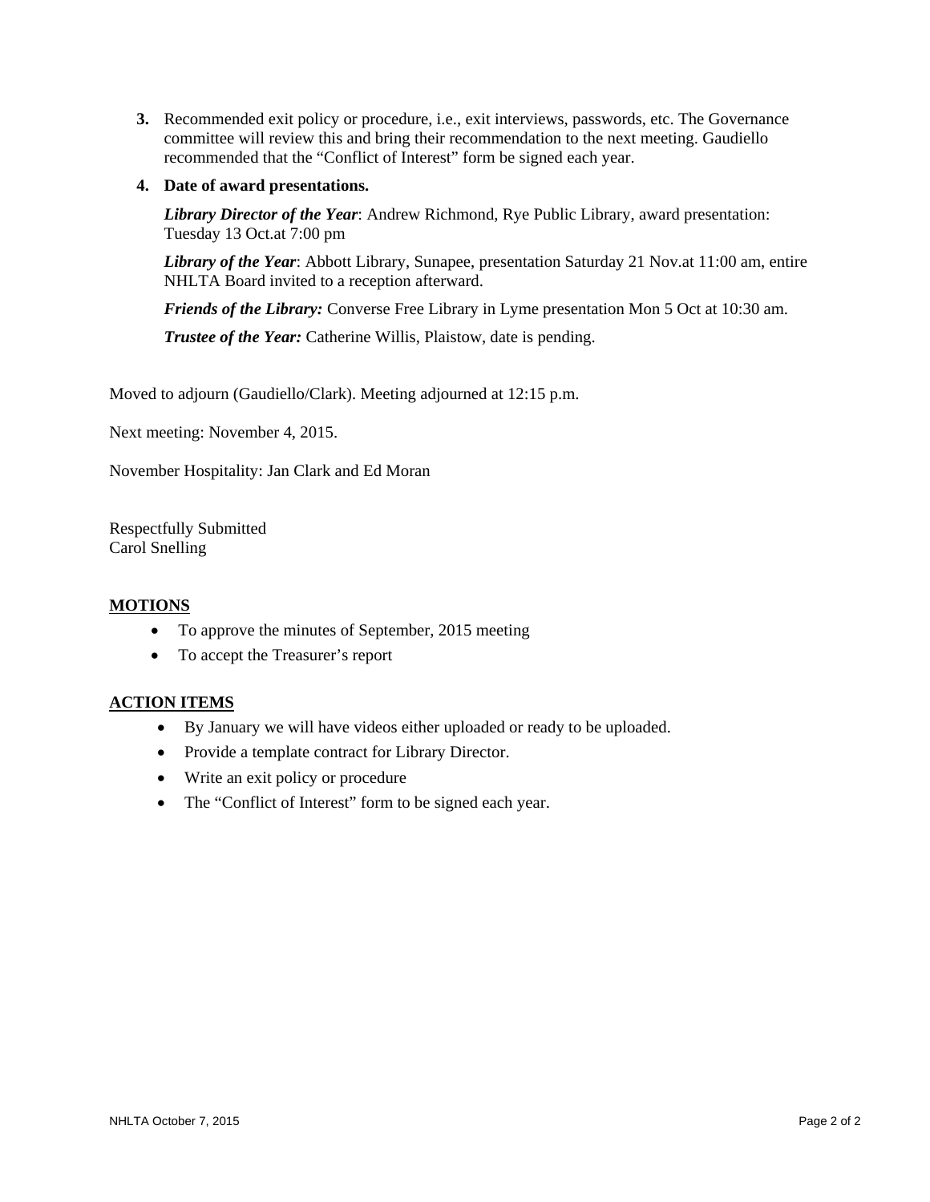3. **Recommended exit policy or procedure, i.e., exit interviews, passwords, etc.** The Governance committee will review this and bring their recommendation to the next meeting. Gaudiello recommended that the "Conflict of Interest" form be signed each year.

4. **Date of award presentations.**

   ***Library Director of the Year***: Andrew Richmond, Rye Public Library, award presentation: Tuesday 13 Oct.at 7:00 pm

   ***Library of the Year***: Abbott Library, Sunapee, presentation Saturday 21 Nov.at 11:00 am, entire NHLTA Board invited to a reception afterward.

   ***Friends of the Library:*** Converse Free Library in Lyme presentation Mon 5 Oct at 10:30 am.

   ***Trustee of the Year:*** Catherine Willis, Plaistow, date is pending.

Moved to adjourn (Gaudiello/Clark). Meeting adjourned at 12:15 p.m.

Next meeting: November 4, 2015.

November Hospitality: Jan Clark and Ed Moran

Respectfully Submitted
Carol Snelling

## MOTIONS

- To approve the minutes of September, 2015 meeting
- To accept the Treasurer's report

## ACTION ITEMS

- By January we will have videos either uploaded or ready to be uploaded.
- Provide a template contract for Library Director.
- Write an exit policy or procedure
- The "Conflict of Interest" form to be signed each year.